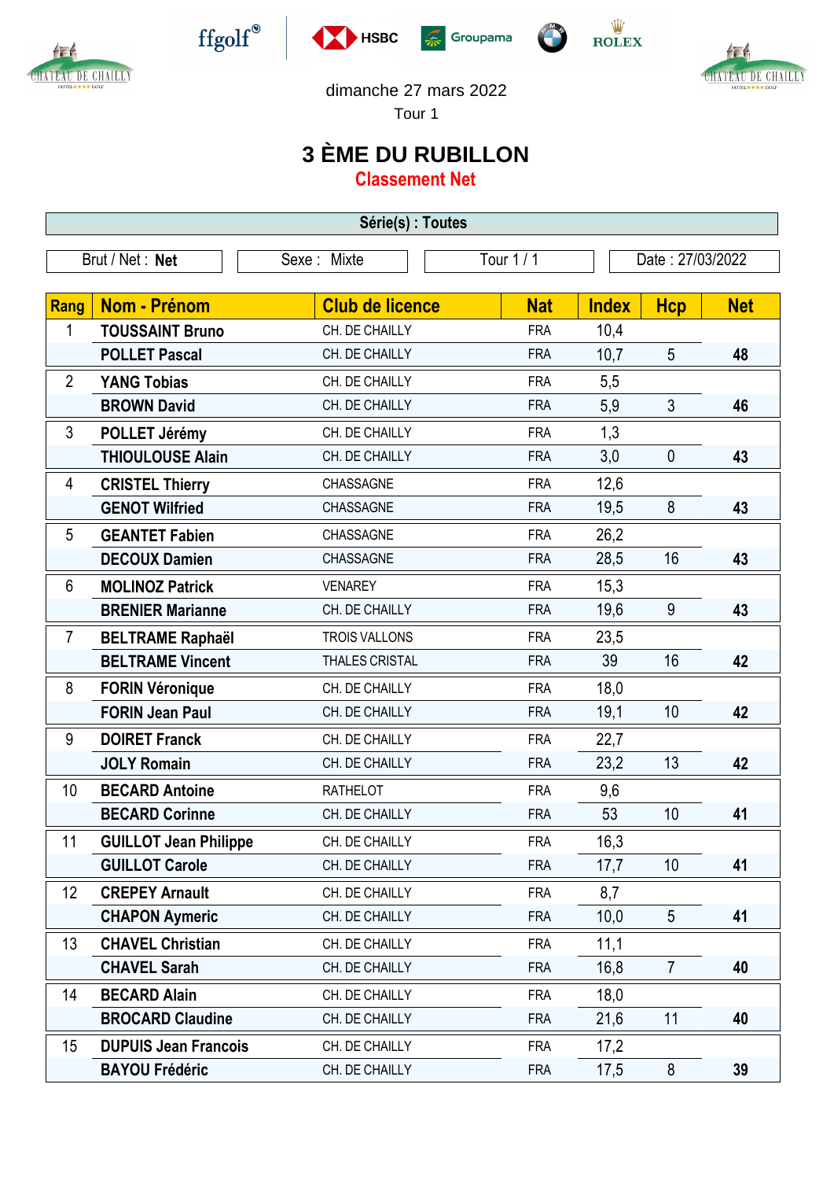dimanche 27 mars 2022

Tour 1

# 3 ÈME DU RUBILLON

## Classement Net

**Série(s) : Toutes**

| Brut / Net : **Net** | Sexe : Mixte | Tour 1 / 1 | Date : 27/03/2022 |
|---|---|---|---|

| Rang | Nom - Prénom | Club de licence | Nat | Index | Hcp | Net |
|---|---|---|---|---|---|---|
| 1 | **TOUSSAINT Bruno** | CH. DE CHAILLY | FRA | 10,4 | | |
| | **POLLET Pascal** | CH. DE CHAILLY | FRA | 10,7 | 5 | **48** |
| 2 | **YANG Tobias** | CH. DE CHAILLY | FRA | 5,5 | | |
| | **BROWN David** | CH. DE CHAILLY | FRA | 5,9 | 3 | **46** |
| 3 | **POLLET Jérémy** | CH. DE CHAILLY | FRA | 1,3 | | |
| | **THIOULOUSE Alain** | CH. DE CHAILLY | FRA | 3,0 | 0 | **43** |
| 4 | **CRISTEL Thierry** | CHASSAGNE | FRA | 12,6 | | |
| | **GENOT Wilfried** | CHASSAGNE | FRA | 19,5 | 8 | **43** |
| 5 | **GEANTET Fabien** | CHASSAGNE | FRA | 26,2 | | |
| | **DECOUX Damien** | CHASSAGNE | FRA | 28,5 | 16 | **43** |
| 6 | **MOLINOZ Patrick** | VENAREY | FRA | 15,3 | | |
| | **BRENIER Marianne** | CH. DE CHAILLY | FRA | 19,6 | 9 | **43** |
| 7 | **BELTRAME Raphaël** | TROIS VALLONS | FRA | 23,5 | | |
| | **BELTRAME Vincent** | THALES CRISTAL | FRA | 39 | 16 | **42** |
| 8 | **FORIN Véronique** | CH. DE CHAILLY | FRA | 18,0 | | |
| | **FORIN Jean Paul** | CH. DE CHAILLY | FRA | 19,1 | 10 | **42** |
| 9 | **DOIRET Franck** | CH. DE CHAILLY | FRA | 22,7 | | |
| | **JOLY Romain** | CH. DE CHAILLY | FRA | 23,2 | 13 | **42** |
| 10 | **BECARD Antoine** | RATHELOT | FRA | 9,6 | | |
| | **BECARD Corinne** | CH. DE CHAILLY | FRA | 53 | 10 | **41** |
| 11 | **GUILLOT Jean Philippe** | CH. DE CHAILLY | FRA | 16,3 | | |
| | **GUILLOT Carole** | CH. DE CHAILLY | FRA | 17,7 | 10 | **41** |
| 12 | **CREPEY Arnault** | CH. DE CHAILLY | FRA | 8,7 | | |
| | **CHAPON Aymeric** | CH. DE CHAILLY | FRA | 10,0 | 5 | **41** |
| 13 | **CHAVEL Christian** | CH. DE CHAILLY | FRA | 11,1 | | |
| | **CHAVEL Sarah** | CH. DE CHAILLY | FRA | 16,8 | 7 | **40** |
| 14 | **BECARD Alain** | CH. DE CHAILLY | FRA | 18,0 | | |
| | **BROCARD Claudine** | CH. DE CHAILLY | FRA | 21,6 | 11 | **40** |
| 15 | **DUPUIS Jean Francois** | CH. DE CHAILLY | FRA | 17,2 | | |
| | **BAYOU Frédéric** | CH. DE CHAILLY | FRA | 17,5 | 8 | **39** |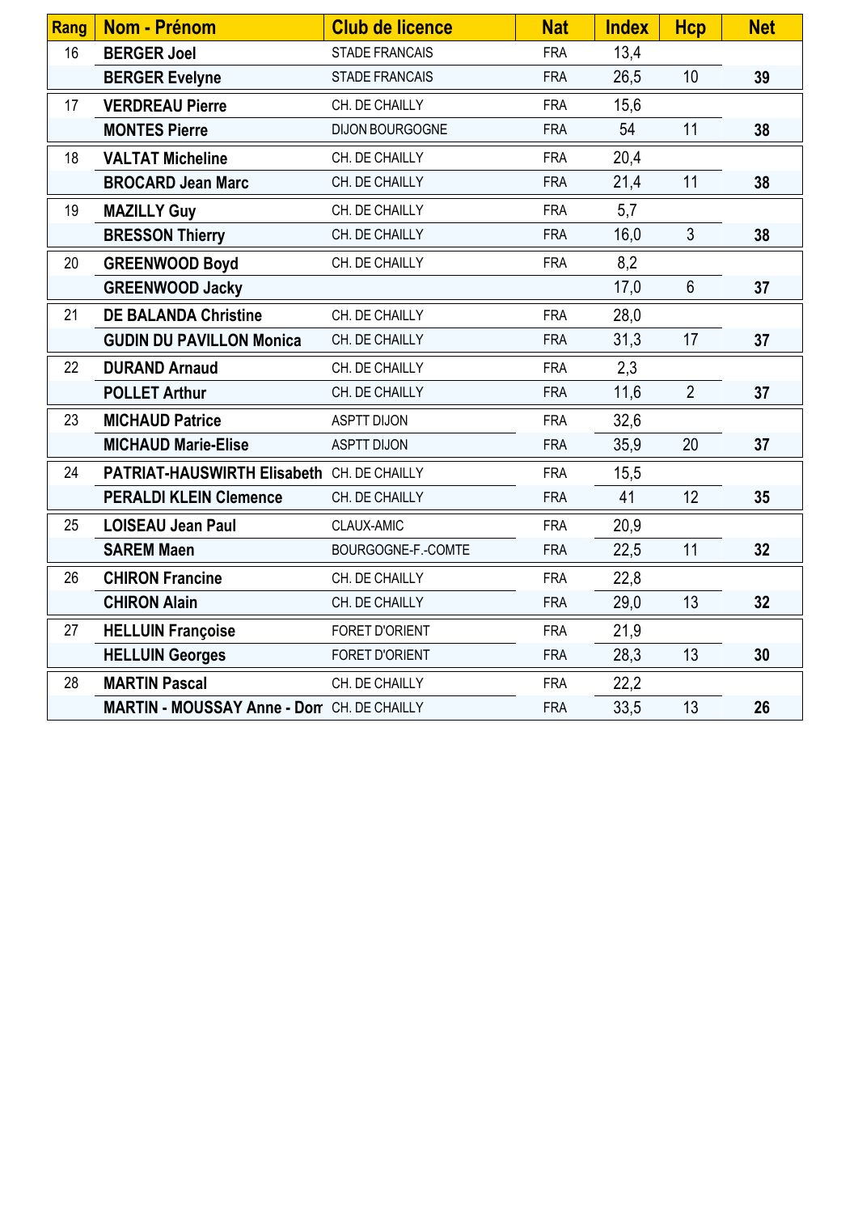| Rang | Nom - Prénom | Club de licence | Nat | Index | Hcp | Net |
|---|---|---|---|---|---|---|
| 16 | **BERGER Joel** | STADE FRANCAIS | FRA | 13,4 | | |
| | **BERGER Evelyne** | STADE FRANCAIS | FRA | 26,5 | 10 | **39** |
| 17 | **VERDREAU Pierre** | CH. DE CHAILLY | FRA | 15,6 | | |
| | **MONTES Pierre** | DIJON BOURGOGNE | FRA | 54 | 11 | **38** |
| 18 | **VALTAT Micheline** | CH. DE CHAILLY | FRA | 20,4 | | |
| | **BROCARD Jean Marc** | CH. DE CHAILLY | FRA | 21,4 | 11 | **38** |
| 19 | **MAZILLY Guy** | CH. DE CHAILLY | FRA | 5,7 | | |
| | **BRESSON Thierry** | CH. DE CHAILLY | FRA | 16,0 | 3 | **38** |
| 20 | **GREENWOOD Boyd** | CH. DE CHAILLY | FRA | 8,2 | | |
| | **GREENWOOD Jacky** | | | 17,0 | 6 | **37** |
| 21 | **DE BALANDA Christine** | CH. DE CHAILLY | FRA | 28,0 | | |
| | **GUDIN DU PAVILLON Monica** | CH. DE CHAILLY | FRA | 31,3 | 17 | **37** |
| 22 | **DURAND Arnaud** | CH. DE CHAILLY | FRA | 2,3 | | |
| | **POLLET Arthur** | CH. DE CHAILLY | FRA | 11,6 | 2 | **37** |
| 23 | **MICHAUD Patrice** | ASPTT DIJON | FRA | 32,6 | | |
| | **MICHAUD Marie-Elise** | ASPTT DIJON | FRA | 35,9 | 20 | **37** |
| 24 | **PATRIAT-HAUSWIRTH Elisabeth** | CH. DE CHAILLY | FRA | 15,5 | | |
| | **PERALDI KLEIN Clemence** | CH. DE CHAILLY | FRA | 41 | 12 | **35** |
| 25 | **LOISEAU Jean Paul** | CLAUX-AMIC | FRA | 20,9 | | |
| | **SAREM Maen** | BOURGOGNE-F.-COMTE | FRA | 22,5 | 11 | **32** |
| 26 | **CHIRON Francine** | CH. DE CHAILLY | FRA | 22,8 | | |
| | **CHIRON Alain** | CH. DE CHAILLY | FRA | 29,0 | 13 | **32** |
| 27 | **HELLUIN Françoise** | FORET D'ORIENT | FRA | 21,9 | | |
| | **HELLUIN Georges** | FORET D'ORIENT | FRA | 28,3 | 13 | **30** |
| 28 | **MARTIN Pascal** | CH. DE CHAILLY | FRA | 22,2 | | |
| | **MARTIN - MOUSSAY Anne - Dom** | CH. DE CHAILLY | FRA | 33,5 | 13 | **26** |